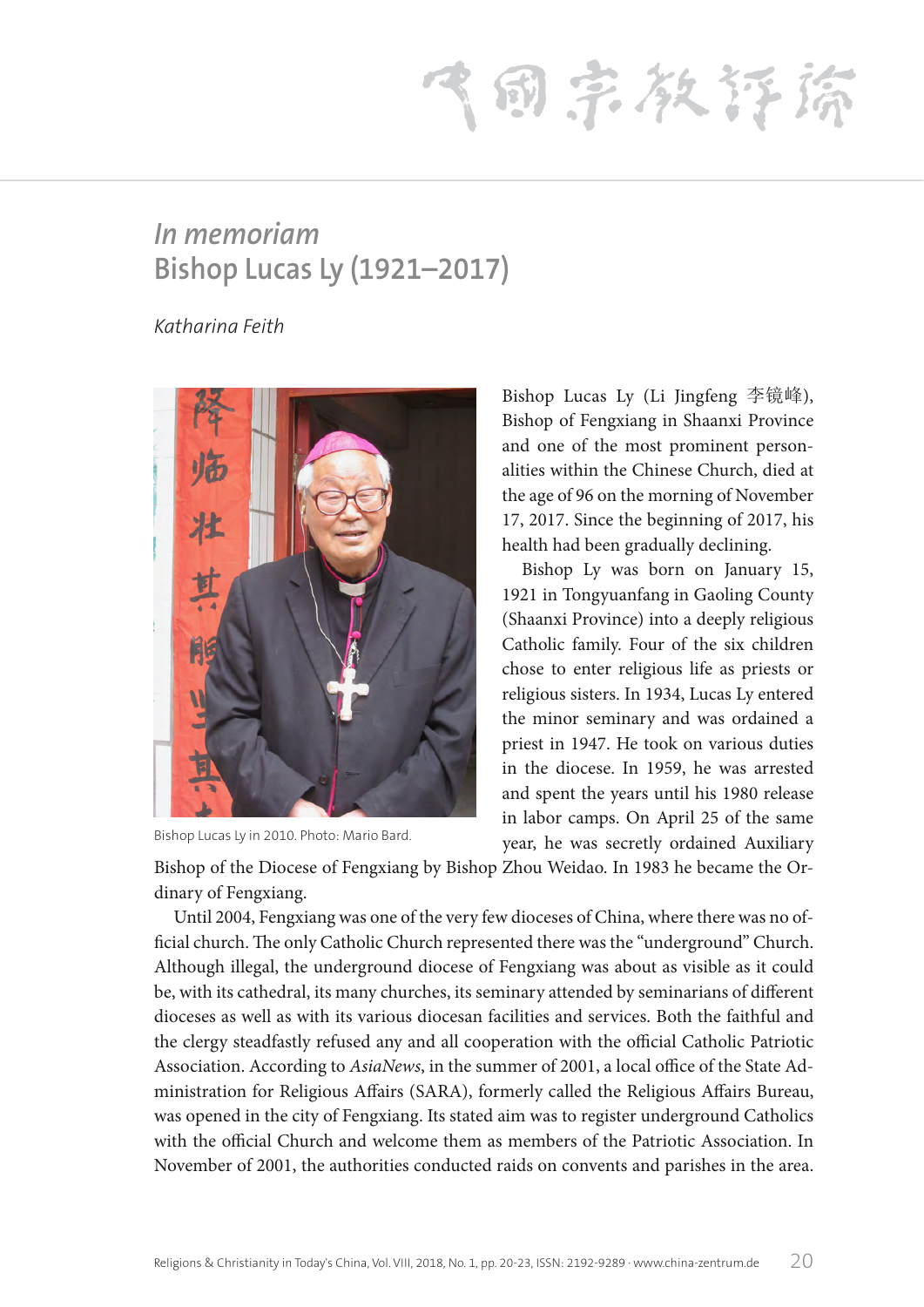# *In memoriam*
# Bishop Lucas Ly (1921–2017)

*Katharina Feith*

Bishop Lucas Ly in 2010. Photo: Mario Bard.

Bishop Lucas Ly (Li Jingfeng 李镜峰), Bishop of Fengxiang in Shaanxi Province and one of the most prominent personalities within the Chinese Church, died at the age of 96 on the morning of November 17, 2017. Since the beginning of 2017, his health had been gradually declining.

Bishop Ly was born on January 15, 1921 in Tongyuanfang in Gaoling County (Shaanxi Province) into a deeply religious Catholic family. Four of the six children chose to enter religious life as priests or religious sisters. In 1934, Lucas Ly entered the minor seminary and was ordained a priest in 1947. He took on various duties in the diocese. In 1959, he was arrested and spent the years until his 1980 release in labor camps. On April 25 of the same year, he was secretly ordained Auxiliary Bishop of the Diocese of Fengxiang by Bishop Zhou Weidao. In 1983 he became the Ordinary of Fengxiang.

Until 2004, Fengxiang was one of the very few dioceses of China, where there was no official church. The only Catholic Church represented there was the "underground" Church. Although illegal, the underground diocese of Fengxiang was about as visible as it could be, with its cathedral, its many churches, its seminary attended by seminarians of different dioceses as well as with its various diocesan facilities and services. Both the faithful and the clergy steadfastly refused any and all cooperation with the official Catholic Patriotic Association. According to *AsiaNews*, in the summer of 2001, a local office of the State Administration for Religious Affairs (SARA), formerly called the Religious Affairs Bureau, was opened in the city of Fengxiang. Its stated aim was to register underground Catholics with the official Church and welcome them as members of the Patriotic Association. In November of 2001, the authorities conducted raids on convents and parishes in the area.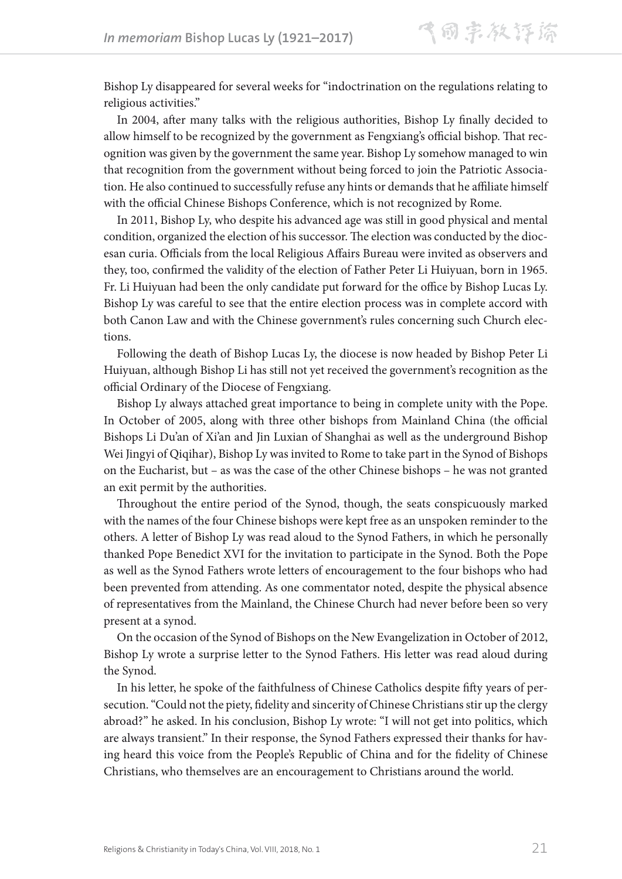Bishop Ly disappeared for several weeks for "indoctrination on the regulations relating to religious activities."

In 2004, after many talks with the religious authorities, Bishop Ly finally decided to allow himself to be recognized by the government as Fengxiang's official bishop. That recognition was given by the government the same year. Bishop Ly somehow managed to win that recognition from the government without being forced to join the Patriotic Association. He also continued to successfully refuse any hints or demands that he affiliate himself with the official Chinese Bishops Conference, which is not recognized by Rome.

In 2011, Bishop Ly, who despite his advanced age was still in good physical and mental condition, organized the election of his successor. The election was conducted by the diocesan curia. Officials from the local Religious Affairs Bureau were invited as observers and they, too, confirmed the validity of the election of Father Peter Li Huiyuan, born in 1965. Fr. Li Huiyuan had been the only candidate put forward for the office by Bishop Lucas Ly. Bishop Ly was careful to see that the entire election process was in complete accord with both Canon Law and with the Chinese government's rules concerning such Church elections.

Following the death of Bishop Lucas Ly, the diocese is now headed by Bishop Peter Li Huiyuan, although Bishop Li has still not yet received the government's recognition as the official Ordinary of the Diocese of Fengxiang.

Bishop Ly always attached great importance to being in complete unity with the Pope. In October of 2005, along with three other bishops from Mainland China (the official Bishops Li Du'an of Xi'an and Jin Luxian of Shanghai as well as the underground Bishop Wei Jingyi of Qiqihar), Bishop Ly was invited to Rome to take part in the Synod of Bishops on the Eucharist, but – as was the case of the other Chinese bishops – he was not granted an exit permit by the authorities.

Throughout the entire period of the Synod, though, the seats conspicuously marked with the names of the four Chinese bishops were kept free as an unspoken reminder to the others. A letter of Bishop Ly was read aloud to the Synod Fathers, in which he personally thanked Pope Benedict XVI for the invitation to participate in the Synod. Both the Pope as well as the Synod Fathers wrote letters of encouragement to the four bishops who had been prevented from attending. As one commentator noted, despite the physical absence of representatives from the Mainland, the Chinese Church had never before been so very present at a synod.

On the occasion of the Synod of Bishops on the New Evangelization in October of 2012, Bishop Ly wrote a surprise letter to the Synod Fathers. His letter was read aloud during the Synod.

In his letter, he spoke of the faithfulness of Chinese Catholics despite fifty years of persecution. "Could not the piety, fidelity and sincerity of Chinese Christians stir up the clergy abroad?" he asked. In his conclusion, Bishop Ly wrote: "I will not get into politics, which are always transient." In their response, the Synod Fathers expressed their thanks for having heard this voice from the People's Republic of China and for the fidelity of Chinese Christians, who themselves are an encouragement to Christians around the world.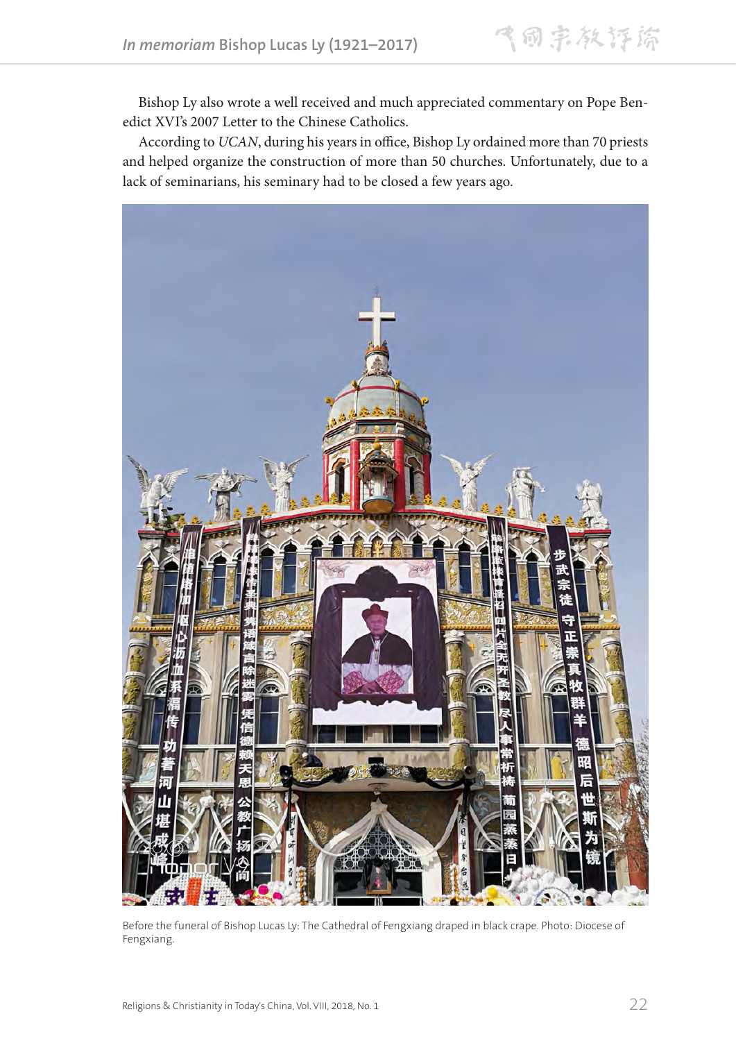Bishop Ly also wrote a well received and much appreciated commentary on Pope Benedict XVI's 2007 Letter to the Chinese Catholics.

According to *UCAN*, during his years in office, Bishop Ly ordained more than 70 priests and helped organize the construction of more than 50 churches. Unfortunately, due to a lack of seminarians, his seminary had to be closed a few years ago.

Before the funeral of Bishop Lucas Ly: The Cathedral of Fengxiang draped in black crape. Photo: Diocese of Fengxiang.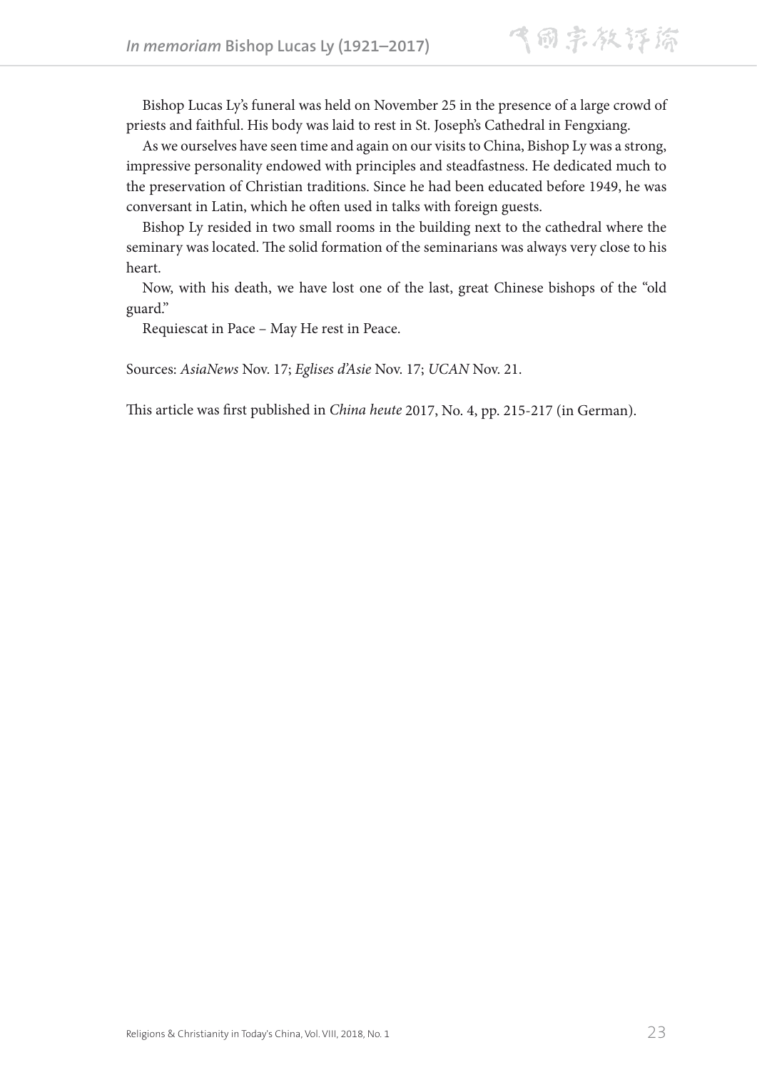Bishop Lucas Ly's funeral was held on November 25 in the presence of a large crowd of priests and faithful. His body was laid to rest in St. Joseph's Cathedral in Fengxiang.

As we ourselves have seen time and again on our visits to China, Bishop Ly was a strong, impressive personality endowed with principles and steadfastness. He dedicated much to the preservation of Christian traditions. Since he had been educated before 1949, he was conversant in Latin, which he often used in talks with foreign guests.

Bishop Ly resided in two small rooms in the building next to the cathedral where the seminary was located. The solid formation of the seminarians was always very close to his heart.

Now, with his death, we have lost one of the last, great Chinese bishops of the "old guard."

Requiescat in Pace – May He rest in Peace.

Sources: *AsiaNews* Nov. 17; *Eglises d'Asie* Nov. 17; *UCAN* Nov. 21.

This article was first published in *China heute* 2017, No. 4, pp. 215-217 (in German).